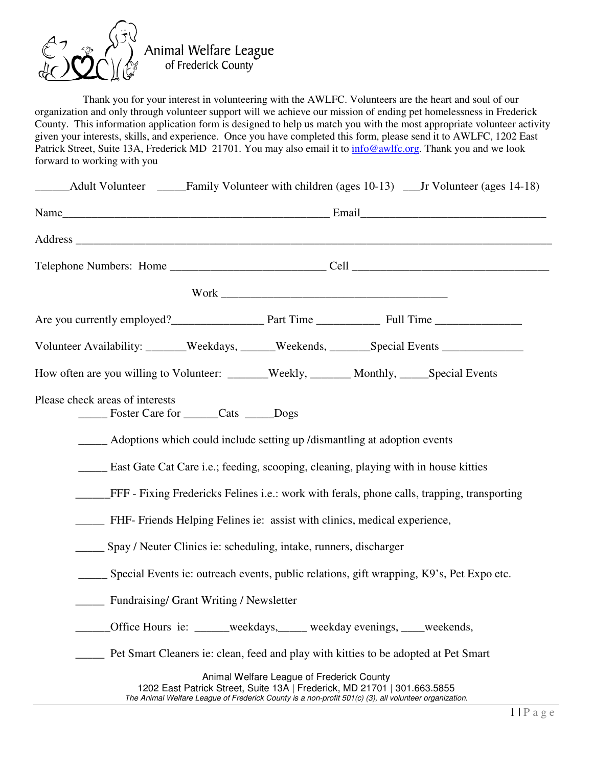# Animal Welfare League of Frederick County

Thank you for your interest in volunteering with the AWLFC. Volunteers are the heart and soul of our organization and only through volunteer support will we achieve our mission of ending pet homelessness in Frederick County. This information application form is designed to help us match you with the most appropriate volunteer activity given your interests, skills, and experience. Once you have completed this form, please send it to AWLFC, 1202 East Patrick Street, Suite 13A, Frederick MD 21701. You may also email it to info@awlfc.org. Thank you and we look forward to working with you

______Adult Volunteer _____Family Volunteer with children (ages 10-13) ___Jr Volunteer (ages 14-18)

Name_______________________________________________ Email________________________________

Address ____________________________________________________________________________________

Telephone Numbers: Home ___________________________ Cell ___________________________________

Work ________________________________________

Are you currently employed?_______________ Part Time ___________ Full Time _______________

Volunteer Availability: _______Weekdays, ______Weekends, _______Special Events ______________

How often are you willing to Volunteer: _______Weekly, _______ Monthly, _____Special Events

Please check areas of interests

_____ Foster Care for ______Cats _____Dogs

_____ Adoptions which could include setting up /dismantling at adoption events

_____ East Gate Cat Care i.e.; feeding, scooping, cleaning, playing with in house kitties

______FFF - Fixing Fredericks Felines i.e.: work with ferals, phone calls, trapping, transporting

_____ FHF- Friends Helping Felines ie: assist with clinics, medical experience,

_____ Spay / Neuter Clinics ie: scheduling, intake, runners, discharger

_____ Special Events ie: outreach events, public relations, gift wrapping, K9's, Pet Expo etc.

_____ Fundraising/ Grant Writing / Newsletter

______Office Hours ie: ______weekdays,_____ weekday evenings, ____weekends,

_____ Pet Smart Cleaners ie: clean, feed and play with kitties to be adopted at Pet Smart

Animal Welfare League of Frederick County
1202 East Patrick Street, Suite 13A | Frederick, MD 21701 | 301.663.5855
*The Animal Welfare League of Frederick County is a non-profit 501(c) (3), all volunteer organization.*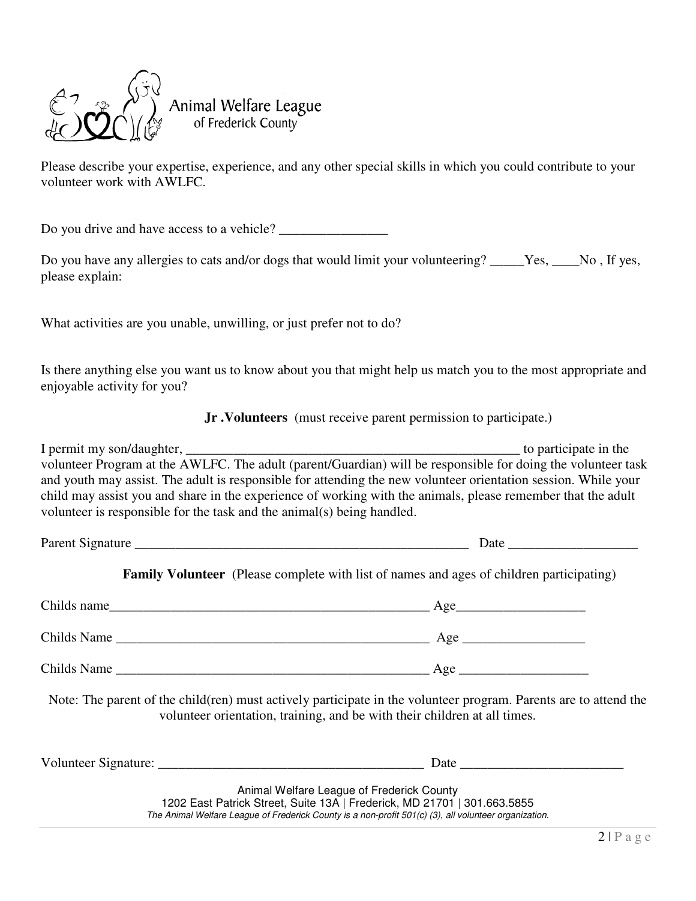Animal Welfare League of Frederick County

Please describe your expertise, experience, and any other special skills in which you could contribute to your volunteer work with AWLFC.

Do you drive and have access to a vehicle? ________________

Do you have any allergies to cats and/or dogs that would limit your volunteering? _____Yes, ____No , If yes, please explain:

What activities are you unable, unwilling, or just prefer not to do?

Is there anything else you want us to know about you that might help us match you to the most appropriate and enjoyable activity for you?

**Jr .Volunteers** (must receive parent permission to participate.)

I permit my son/daughter, ____________________________________________________ to participate in the volunteer Program at the AWLFC. The adult (parent/Guardian) will be responsible for doing the volunteer task and youth may assist. The adult is responsible for attending the new volunteer orientation session. While your child may assist you and share in the experience of working with the animals, please remember that the adult volunteer is responsible for the task and the animal(s) being handled.

Parent Signature ____________________________________________________ Date ___________________

**Family Volunteer** (Please complete with list of names and ages of children participating)

Childs name_________________________________________________ Age___________________

Childs Name ________________________________________________ Age __________________

Childs Name ________________________________________________ Age ___________________

Note: The parent of the child(ren) must actively participate in the volunteer program. Parents are to attend the volunteer orientation, training, and be with their children at all times.

Volunteer Signature: ________________________________________ Date ________________________

Animal Welfare League of Frederick County
1202 East Patrick Street, Suite 13A | Frederick, MD 21701 | 301.663.5855
*The Animal Welfare League of Frederick County is a non-profit 501(c) (3), all volunteer organization.*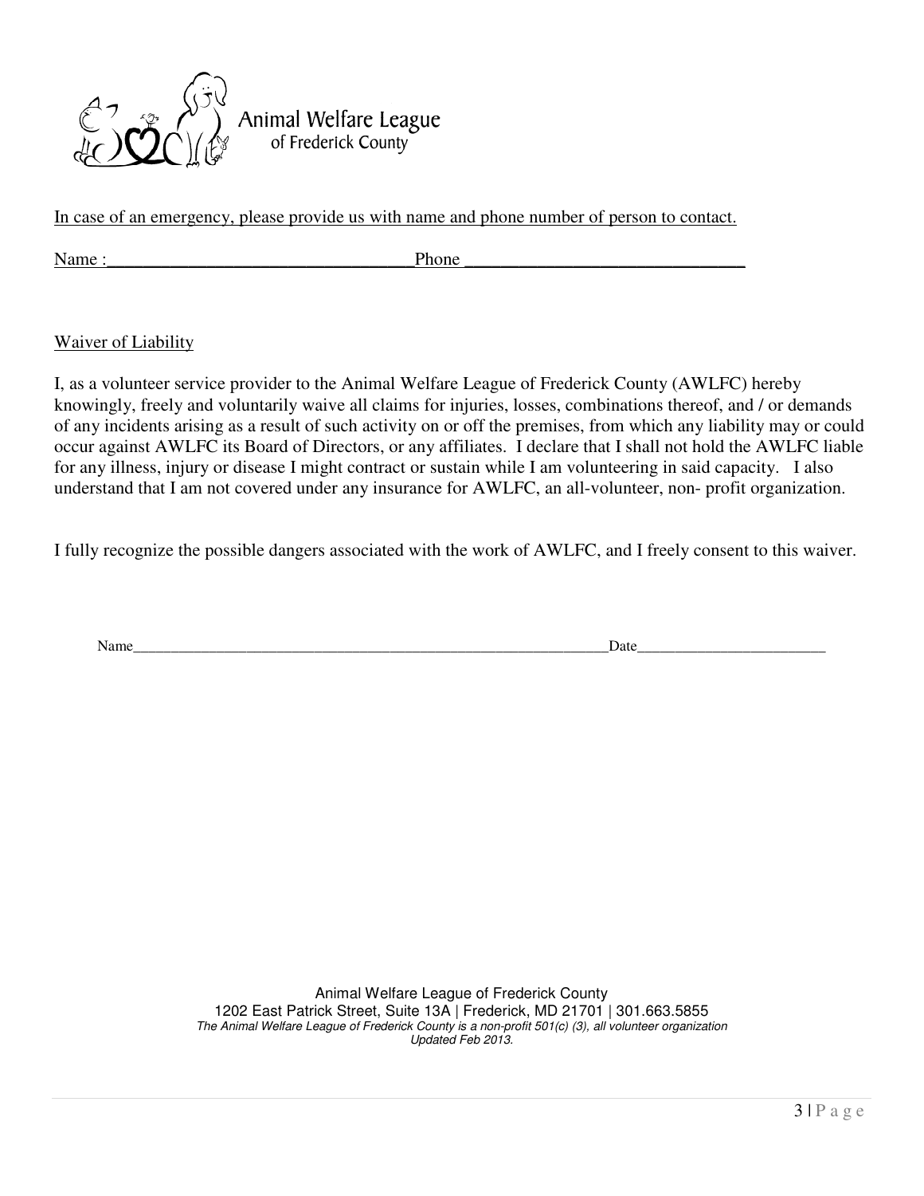Animal Welfare League
of Frederick County

In case of an emergency, please provide us with name and phone number of person to contact.

Name :__________________________________Phone _______________________________

Waiver of Liability

I, as a volunteer service provider to the Animal Welfare League of Frederick County (AWLFC) hereby knowingly, freely and voluntarily waive all claims for injuries, losses, combinations thereof, and / or demands of any incidents arising as a result of such activity on or off the premises, from which any liability may or could occur against AWLFC its Board of Directors, or any affiliates. I declare that I shall not hold the AWLFC liable for any illness, injury or disease I might contract or sustain while I am volunteering in said capacity. I also understand that I am not covered under any insurance for AWLFC, an all-volunteer, non- profit organization.

I fully recognize the possible dangers associated with the work of AWLFC, and I freely consent to this waiver.

Name_________________________________________________________________Date_________________________

Animal Welfare League of Frederick County
1202 East Patrick Street, Suite 13A | Frederick, MD 21701 | 301.663.5855
*The Animal Welfare League of Frederick County is a non-profit 501(c) (3), all volunteer organization*
*Updated Feb 2013.*